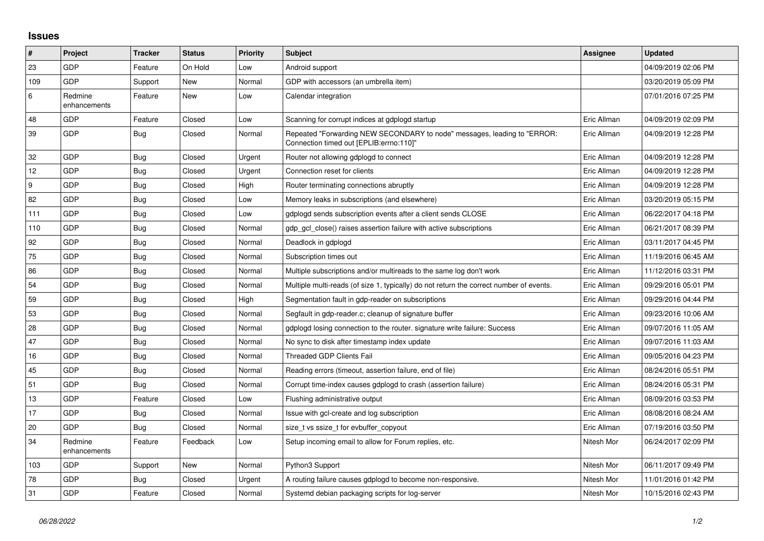## Issues

| # | Project | Tracker | Status | Priority | Subject | Assignee | Updated |
|---|---|---|---|---|---|---|---|
| 23 | GDP | Feature | On Hold | Low | Android support | | 04/09/2019 02:06 PM |
| 109 | GDP | Support | New | Normal | GDP with accessors (an umbrella item) | | 03/20/2019 05:09 PM |
| 6 | Redmine enhancements | Feature | New | Low | Calendar integration | | 07/01/2016 07:25 PM |
| 48 | GDP | Feature | Closed | Low | Scanning for corrupt indices at gdplogd startup | Eric Allman | 04/09/2019 02:09 PM |
| 39 | GDP | Bug | Closed | Normal | Repeated "Forwarding NEW SECONDARY to node" messages, leading to "ERROR: Connection timed out [EPLIB:errno:110]" | Eric Allman | 04/09/2019 12:28 PM |
| 32 | GDP | Bug | Closed | Urgent | Router not allowing gdplogd to connect | Eric Allman | 04/09/2019 12:28 PM |
| 12 | GDP | Bug | Closed | Urgent | Connection reset for clients | Eric Allman | 04/09/2019 12:28 PM |
| 9 | GDP | Bug | Closed | High | Router terminating connections abruptly | Eric Allman | 04/09/2019 12:28 PM |
| 82 | GDP | Bug | Closed | Low | Memory leaks in subscriptions (and elsewhere) | Eric Allman | 03/20/2019 05:15 PM |
| 111 | GDP | Bug | Closed | Low | gdplogd sends subscription events after a client sends CLOSE | Eric Allman | 06/22/2017 04:18 PM |
| 110 | GDP | Bug | Closed | Normal | gdp_gcl_close() raises assertion failure with active subscriptions | Eric Allman | 06/21/2017 08:39 PM |
| 92 | GDP | Bug | Closed | Normal | Deadlock in gdplogd | Eric Allman | 03/11/2017 04:45 PM |
| 75 | GDP | Bug | Closed | Normal | Subscription times out | Eric Allman | 11/19/2016 06:45 AM |
| 86 | GDP | Bug | Closed | Normal | Multiple subscriptions and/or multireads to the same log don't work | Eric Allman | 11/12/2016 03:31 PM |
| 54 | GDP | Bug | Closed | Normal | Multiple multi-reads (of size 1, typically) do not return the correct number of events. | Eric Allman | 09/29/2016 05:01 PM |
| 59 | GDP | Bug | Closed | High | Segmentation fault in gdp-reader on subscriptions | Eric Allman | 09/29/2016 04:44 PM |
| 53 | GDP | Bug | Closed | Normal | Segfault in gdp-reader.c; cleanup of signature buffer | Eric Allman | 09/23/2016 10:06 AM |
| 28 | GDP | Bug | Closed | Normal | gdplogd losing connection to the router. signature write failure: Success | Eric Allman | 09/07/2016 11:05 AM |
| 47 | GDP | Bug | Closed | Normal | No sync to disk after timestamp index update | Eric Allman | 09/07/2016 11:03 AM |
| 16 | GDP | Bug | Closed | Normal | Threaded GDP Clients Fail | Eric Allman | 09/05/2016 04:23 PM |
| 45 | GDP | Bug | Closed | Normal | Reading errors (timeout, assertion failure, end of file) | Eric Allman | 08/24/2016 05:51 PM |
| 51 | GDP | Bug | Closed | Normal | Corrupt time-index causes gdplogd to crash (assertion failure) | Eric Allman | 08/24/2016 05:31 PM |
| 13 | GDP | Feature | Closed | Low | Flushing administrative output | Eric Allman | 08/09/2016 03:53 PM |
| 17 | GDP | Bug | Closed | Normal | Issue with gcl-create and log subscription | Eric Allman | 08/08/2016 08:24 AM |
| 20 | GDP | Bug | Closed | Normal | size_t vs ssize_t for evbuffer_copyout | Eric Allman | 07/19/2016 03:50 PM |
| 34 | Redmine enhancements | Feature | Feedback | Low | Setup incoming email to allow for Forum replies, etc. | Nitesh Mor | 06/24/2017 02:09 PM |
| 103 | GDP | Support | New | Normal | Python3 Support | Nitesh Mor | 06/11/2017 09:49 PM |
| 78 | GDP | Bug | Closed | Urgent | A routing failure causes gdplogd to become non-responsive. | Nitesh Mor | 11/01/2016 01:42 PM |
| 31 | GDP | Feature | Closed | Normal | Systemd debian packaging scripts for log-server | Nitesh Mor | 10/15/2016 02:43 PM |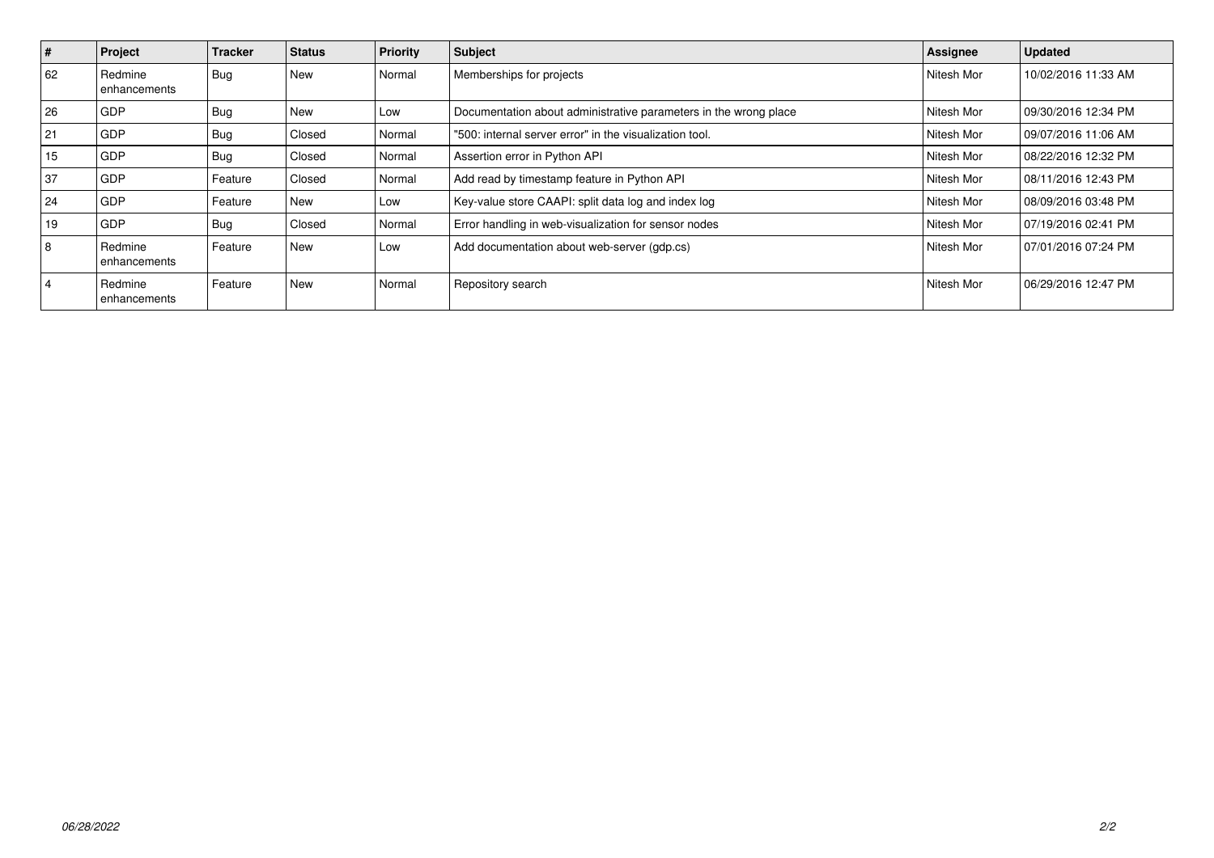| # | Project | Tracker | Status | Priority | Subject | Assignee | Updated |
|---|---|---|---|---|---|---|---|
| 62 | Redmine enhancements | Bug | New | Normal | Memberships for projects | Nitesh Mor | 10/02/2016 11:33 AM |
| 26 | GDP | Bug | New | Low | Documentation about administrative parameters in the wrong place | Nitesh Mor | 09/30/2016 12:34 PM |
| 21 | GDP | Bug | Closed | Normal | "500: internal server error" in the visualization tool. | Nitesh Mor | 09/07/2016 11:06 AM |
| 15 | GDP | Bug | Closed | Normal | Assertion error in Python API | Nitesh Mor | 08/22/2016 12:32 PM |
| 37 | GDP | Feature | Closed | Normal | Add read by timestamp feature in Python API | Nitesh Mor | 08/11/2016 12:43 PM |
| 24 | GDP | Feature | New | Low | Key-value store CAAPI: split data log and index log | Nitesh Mor | 08/09/2016 03:48 PM |
| 19 | GDP | Bug | Closed | Normal | Error handling in web-visualization for sensor nodes | Nitesh Mor | 07/19/2016 02:41 PM |
| 8 | Redmine enhancements | Feature | New | Low | Add documentation about web-server (gdp.cs) | Nitesh Mor | 07/01/2016 07:24 PM |
| 4 | Redmine enhancements | Feature | New | Normal | Repository search | Nitesh Mor | 06/29/2016 12:47 PM |